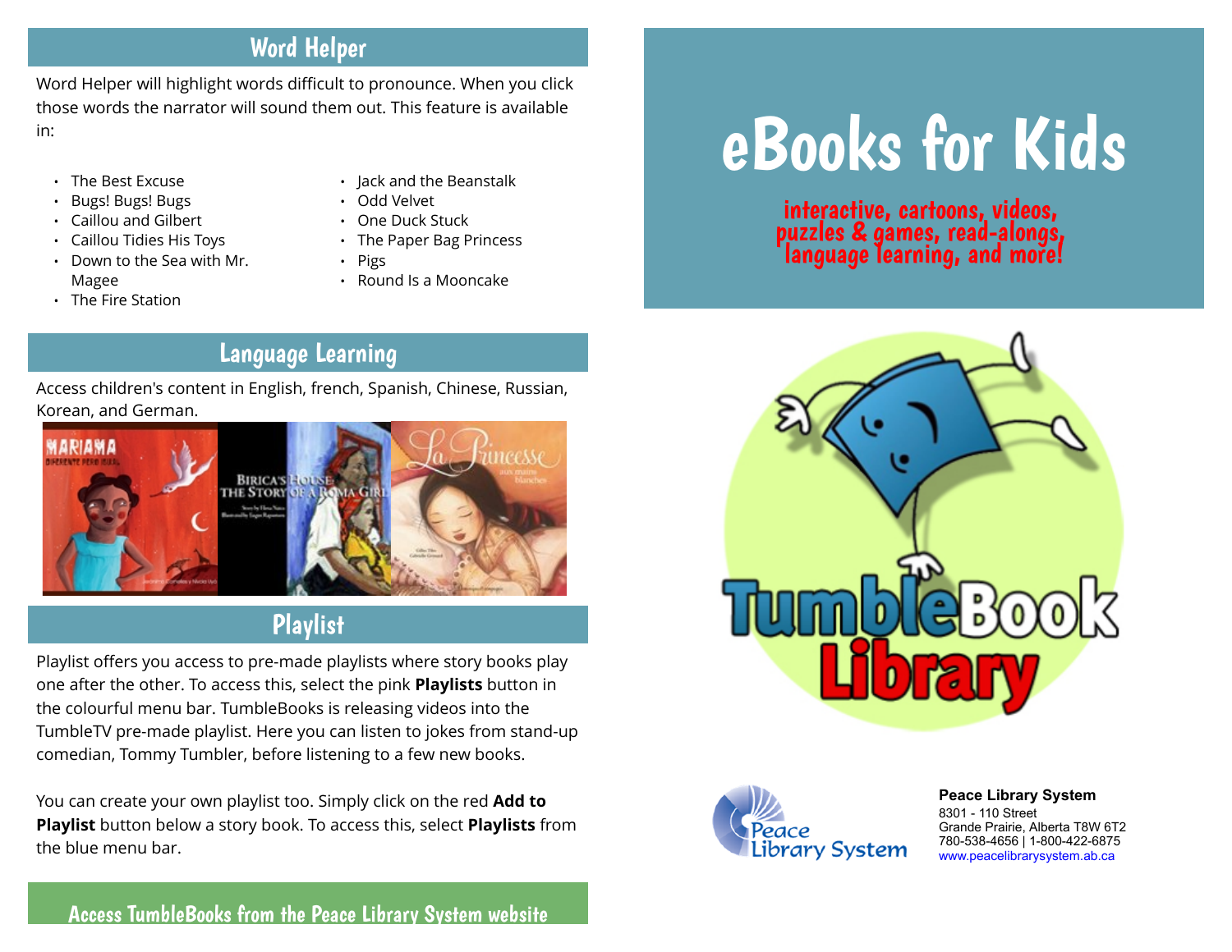## Word Helper

Word Helper will highlight words difficult to pronounce. When you click those words the narrator will sound them out. This feature is available in:

- The Best Excuse
- Bugs! Bugs! Bugs
- Caillou and Gilbert
- Caillou Tidies His Toys
- Down to the Sea with Mr. Magee
- The Fire Station
- Jack and the Beanstalk
- Odd Velvet
- One Duck Stuck
- The Paper Bag Princess
- Pigs
- Round Is a Mooncake

## Language Learning

Access children's content in English, french, Spanish, Chinese, Russian, Korean, and German.

## Playlist

Playlist offers you access to pre-made playlists where story books play one after the other. To access this, select the pink **Playlists** button in the colourful menu bar. TumbleBooks is releasing videos into the TumbleTV pre-made playlist. Here you can listen to jokes from stand-up comedian, Tommy Tumbler, before listening to a few new books.

You can create your own playlist too. Simply click on the red **Add to Playlist** button below a story book. To access this, select **Playlists** from the blue menu bar.

**Access TumbleBooks from the Peace Library System website**

# eBooks for Kids

interactive, cartoons, videos, puzzles & games, read-alongs, language learning, and more!

TumbleBook Library

**Peace Library System**
8301 - 110 Street
Grande Prairie, Alberta T8W 6T2
780-538-4656 | 1-800-422-6875
www.peacelibrarysystem.ab.ca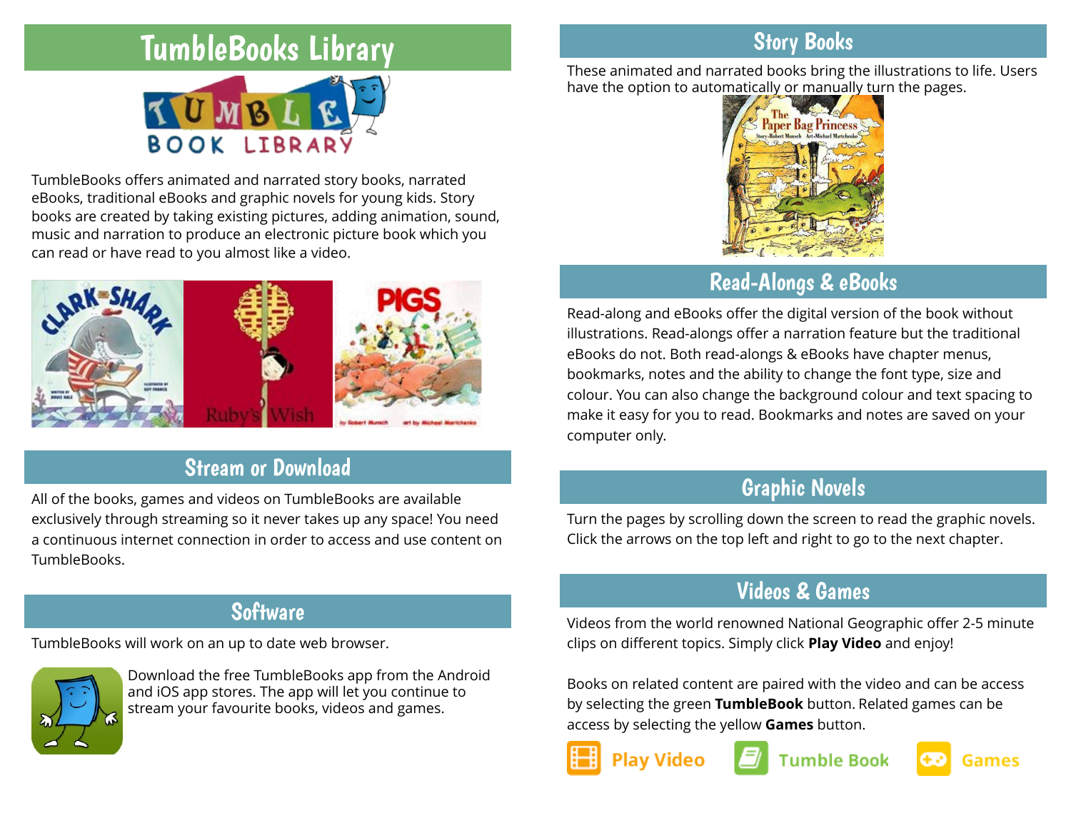# TumbleBooks Library

TumbleBooks offers animated and narrated story books, narrated eBooks, traditional eBooks and graphic novels for young kids. Story books are created by taking existing pictures, adding animation, sound, music and narration to produce an electronic picture book which you can read or have read to you almost like a video.

## Stream or Download

All of the books, games and videos on TumbleBooks are available exclusively through streaming so it never takes up any space! You need a continuous internet connection in order to access and use content on TumbleBooks.

## Software

TumbleBooks will work on an up to date web browser.

Download the free TumbleBooks app from the Android and iOS app stores. The app will let you continue to stream your favourite books, videos and games.

## Story Books

These animated and narrated books bring the illustrations to life. Users have the option to automatically or manually turn the pages.

## Read-Alongs & eBooks

Read-along and eBooks offer the digital version of the book without illustrations. Read-alongs offer a narration feature but the traditional eBooks do not. Both read-alongs & eBooks have chapter menus, bookmarks, notes and the ability to change the font type, size and colour. You can also change the background colour and text spacing to make it easy for you to read. Bookmarks and notes are saved on your computer only.

## Graphic Novels

Turn the pages by scrolling down the screen to read the graphic novels. Click the arrows on the top left and right to go to the next chapter.

## Videos & Games

Videos from the world renowned National Geographic offer 2-5 minute clips on different topics. Simply click **Play Video** and enjoy!

Books on related content are paired with the video and can be access by selecting the green **TumbleBook** button. Related games can be access by selecting the yellow **Games** button.

Play Video   Tumble Book   Games